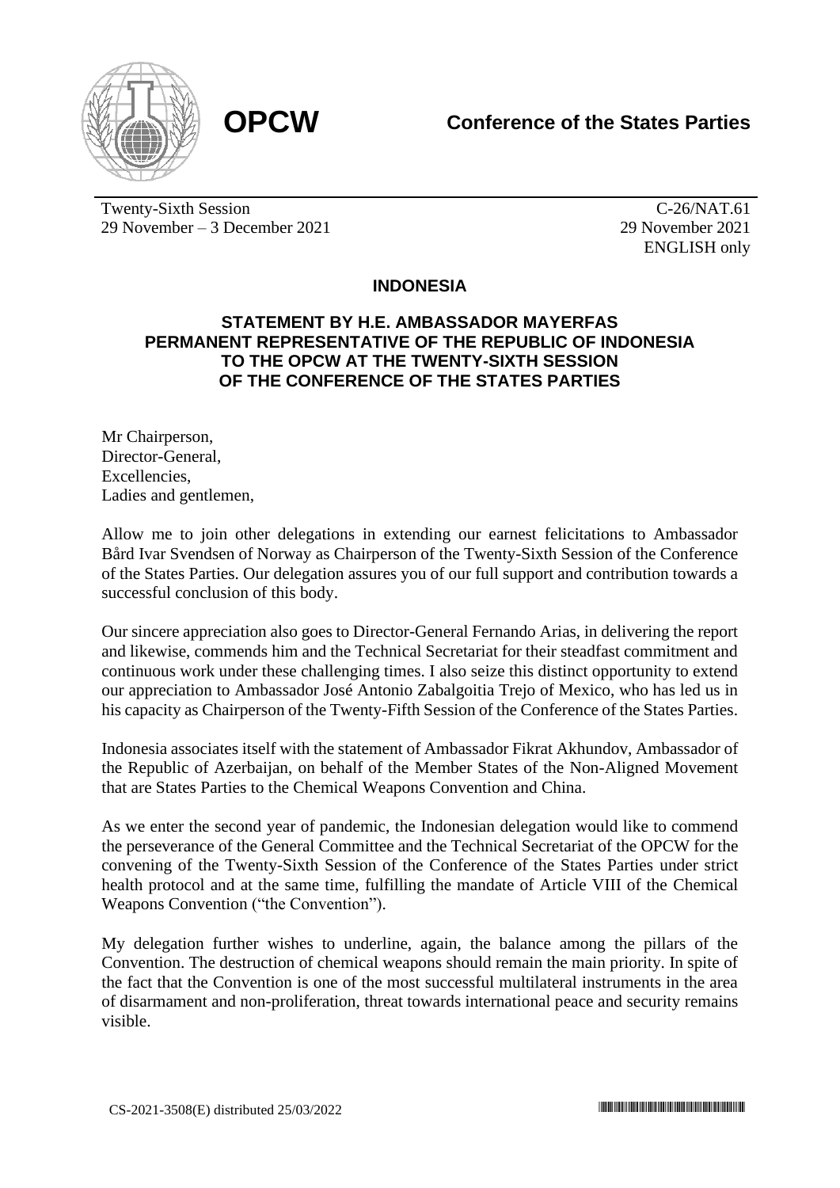**OPCW**

**Conference of the States Parties**

Twenty-Sixth Session
29 November – 3 December 2021

C-26/NAT.61
29 November 2021
ENGLISH only

## INDONESIA

### STATEMENT BY H.E. AMBASSADOR MAYERFAS PERMANENT REPRESENTATIVE OF THE REPUBLIC OF INDONESIA TO THE OPCW AT THE TWENTY-SIXTH SESSION OF THE CONFERENCE OF THE STATES PARTIES

Mr Chairperson,
Director-General,
Excellencies,
Ladies and gentlemen,

Allow me to join other delegations in extending our earnest felicitations to Ambassador Bård Ivar Svendsen of Norway as Chairperson of the Twenty-Sixth Session of the Conference of the States Parties. Our delegation assures you of our full support and contribution towards a successful conclusion of this body.

Our sincere appreciation also goes to Director-General Fernando Arias, in delivering the report and likewise, commends him and the Technical Secretariat for their steadfast commitment and continuous work under these challenging times. I also seize this distinct opportunity to extend our appreciation to Ambassador José Antonio Zabalgoitia Trejo of Mexico, who has led us in his capacity as Chairperson of the Twenty-Fifth Session of the Conference of the States Parties.

Indonesia associates itself with the statement of Ambassador Fikrat Akhundov, Ambassador of the Republic of Azerbaijan, on behalf of the Member States of the Non-Aligned Movement that are States Parties to the Chemical Weapons Convention and China.

As we enter the second year of pandemic, the Indonesian delegation would like to commend the perseverance of the General Committee and the Technical Secretariat of the OPCW for the convening of the Twenty-Sixth Session of the Conference of the States Parties under strict health protocol and at the same time, fulfilling the mandate of Article VIII of the Chemical Weapons Convention ("the Convention").

My delegation further wishes to underline, again, the balance among the pillars of the Convention. The destruction of chemical weapons should remain the main priority. In spite of the fact that the Convention is one of the most successful multilateral instruments in the area of disarmament and non-proliferation, threat towards international peace and security remains visible.

CS-2021-3508(E) distributed 25/03/2022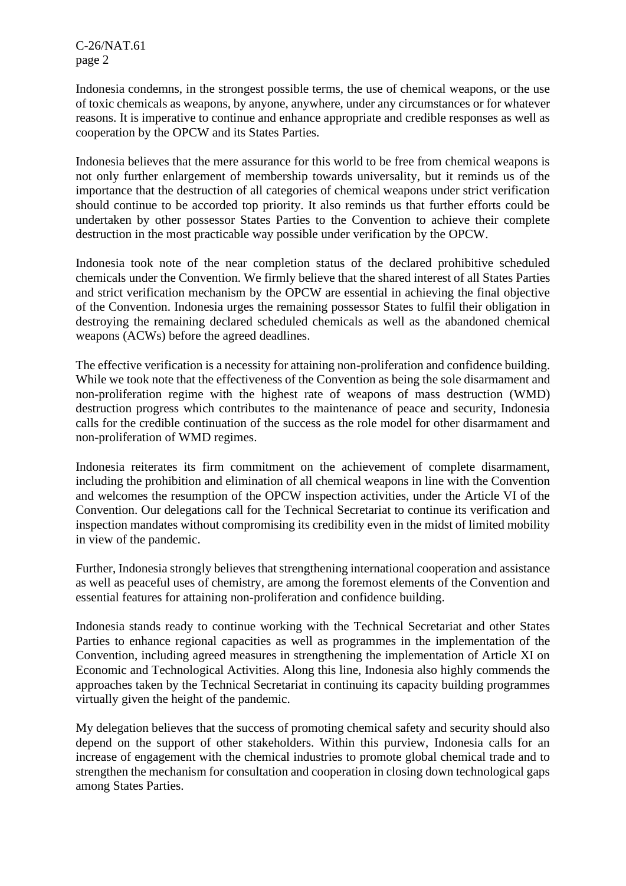Indonesia condemns, in the strongest possible terms, the use of chemical weapons, or the use of toxic chemicals as weapons, by anyone, anywhere, under any circumstances or for whatever reasons. It is imperative to continue and enhance appropriate and credible responses as well as cooperation by the OPCW and its States Parties.

Indonesia believes that the mere assurance for this world to be free from chemical weapons is not only further enlargement of membership towards universality, but it reminds us of the importance that the destruction of all categories of chemical weapons under strict verification should continue to be accorded top priority. It also reminds us that further efforts could be undertaken by other possessor States Parties to the Convention to achieve their complete destruction in the most practicable way possible under verification by the OPCW.

Indonesia took note of the near completion status of the declared prohibitive scheduled chemicals under the Convention. We firmly believe that the shared interest of all States Parties and strict verification mechanism by the OPCW are essential in achieving the final objective of the Convention. Indonesia urges the remaining possessor States to fulfil their obligation in destroying the remaining declared scheduled chemicals as well as the abandoned chemical weapons (ACWs) before the agreed deadlines.

The effective verification is a necessity for attaining non-proliferation and confidence building. While we took note that the effectiveness of the Convention as being the sole disarmament and non-proliferation regime with the highest rate of weapons of mass destruction (WMD) destruction progress which contributes to the maintenance of peace and security, Indonesia calls for the credible continuation of the success as the role model for other disarmament and non-proliferation of WMD regimes.

Indonesia reiterates its firm commitment on the achievement of complete disarmament, including the prohibition and elimination of all chemical weapons in line with the Convention and welcomes the resumption of the OPCW inspection activities, under the Article VI of the Convention. Our delegations call for the Technical Secretariat to continue its verification and inspection mandates without compromising its credibility even in the midst of limited mobility in view of the pandemic.

Further, Indonesia strongly believes that strengthening international cooperation and assistance as well as peaceful uses of chemistry, are among the foremost elements of the Convention and essential features for attaining non-proliferation and confidence building.

Indonesia stands ready to continue working with the Technical Secretariat and other States Parties to enhance regional capacities as well as programmes in the implementation of the Convention, including agreed measures in strengthening the implementation of Article XI on Economic and Technological Activities. Along this line, Indonesia also highly commends the approaches taken by the Technical Secretariat in continuing its capacity building programmes virtually given the height of the pandemic.

My delegation believes that the success of promoting chemical safety and security should also depend on the support of other stakeholders. Within this purview, Indonesia calls for an increase of engagement with the chemical industries to promote global chemical trade and to strengthen the mechanism for consultation and cooperation in closing down technological gaps among States Parties.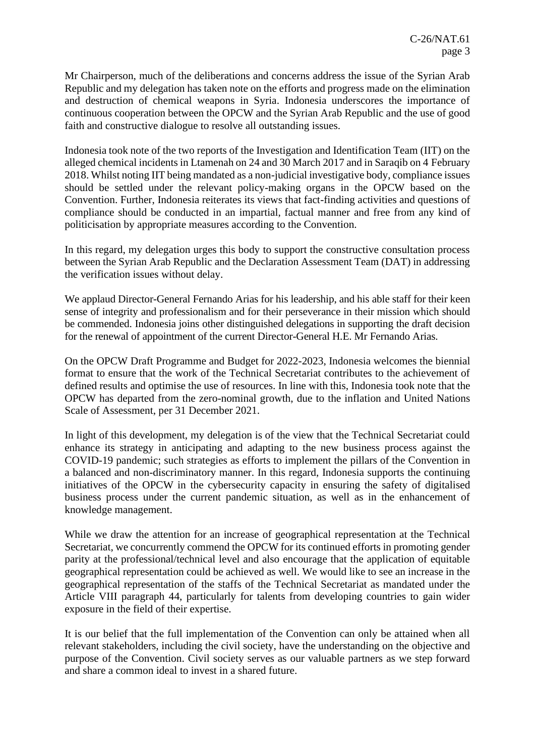Mr Chairperson, much of the deliberations and concerns address the issue of the Syrian Arab Republic and my delegation has taken note on the efforts and progress made on the elimination and destruction of chemical weapons in Syria. Indonesia underscores the importance of continuous cooperation between the OPCW and the Syrian Arab Republic and the use of good faith and constructive dialogue to resolve all outstanding issues.

Indonesia took note of the two reports of the Investigation and Identification Team (IIT) on the alleged chemical incidents in Ltamenah on 24 and 30 March 2017 and in Saraqib on 4 February 2018. Whilst noting IIT being mandated as a non-judicial investigative body, compliance issues should be settled under the relevant policy-making organs in the OPCW based on the Convention. Further, Indonesia reiterates its views that fact-finding activities and questions of compliance should be conducted in an impartial, factual manner and free from any kind of politicisation by appropriate measures according to the Convention.

In this regard, my delegation urges this body to support the constructive consultation process between the Syrian Arab Republic and the Declaration Assessment Team (DAT) in addressing the verification issues without delay.

We applaud Director-General Fernando Arias for his leadership, and his able staff for their keen sense of integrity and professionalism and for their perseverance in their mission which should be commended. Indonesia joins other distinguished delegations in supporting the draft decision for the renewal of appointment of the current Director-General H.E. Mr Fernando Arias.

On the OPCW Draft Programme and Budget for 2022-2023, Indonesia welcomes the biennial format to ensure that the work of the Technical Secretariat contributes to the achievement of defined results and optimise the use of resources. In line with this, Indonesia took note that the OPCW has departed from the zero-nominal growth, due to the inflation and United Nations Scale of Assessment, per 31 December 2021.

In light of this development, my delegation is of the view that the Technical Secretariat could enhance its strategy in anticipating and adapting to the new business process against the COVID-19 pandemic; such strategies as efforts to implement the pillars of the Convention in a balanced and non-discriminatory manner. In this regard, Indonesia supports the continuing initiatives of the OPCW in the cybersecurity capacity in ensuring the safety of digitalised business process under the current pandemic situation, as well as in the enhancement of knowledge management.

While we draw the attention for an increase of geographical representation at the Technical Secretariat, we concurrently commend the OPCW for its continued efforts in promoting gender parity at the professional/technical level and also encourage that the application of equitable geographical representation could be achieved as well. We would like to see an increase in the geographical representation of the staffs of the Technical Secretariat as mandated under the Article VIII paragraph 44, particularly for talents from developing countries to gain wider exposure in the field of their expertise.

It is our belief that the full implementation of the Convention can only be attained when all relevant stakeholders, including the civil society, have the understanding on the objective and purpose of the Convention. Civil society serves as our valuable partners as we step forward and share a common ideal to invest in a shared future.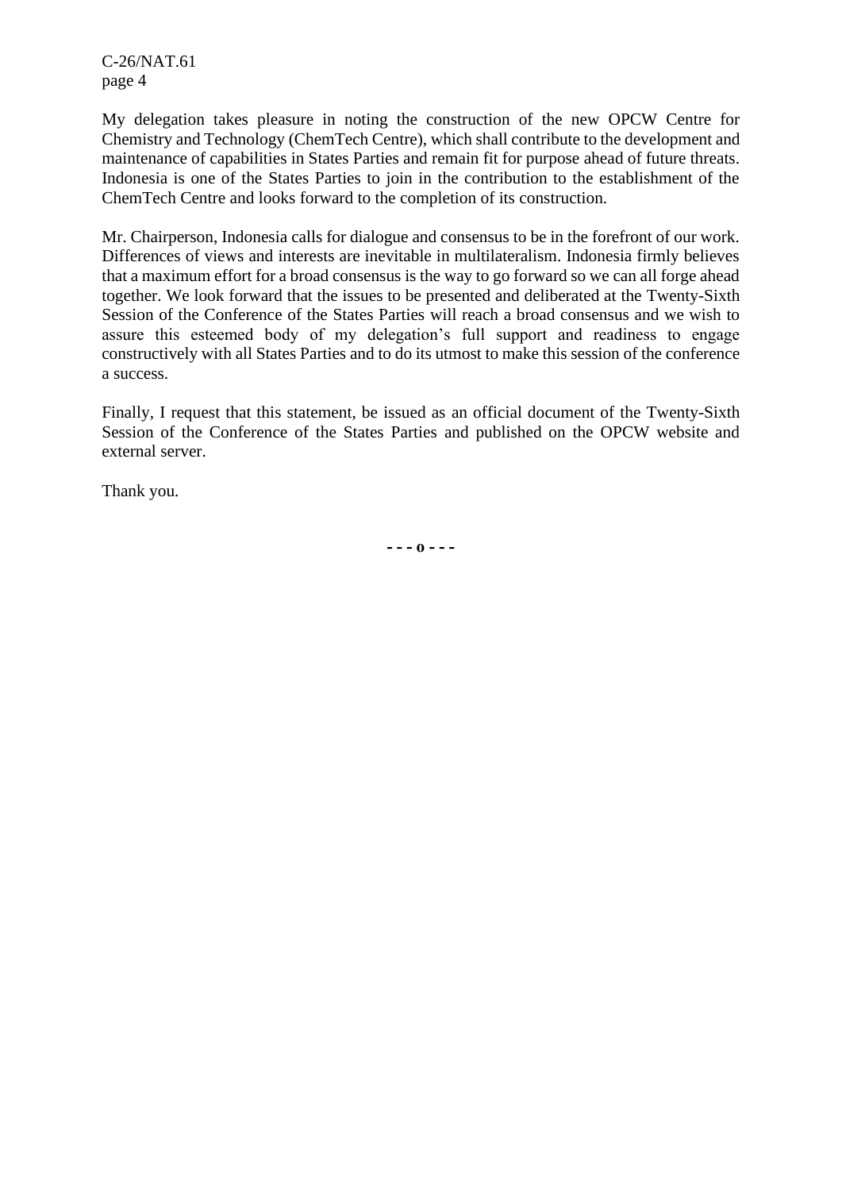My delegation takes pleasure in noting the construction of the new OPCW Centre for Chemistry and Technology (ChemTech Centre), which shall contribute to the development and maintenance of capabilities in States Parties and remain fit for purpose ahead of future threats. Indonesia is one of the States Parties to join in the contribution to the establishment of the ChemTech Centre and looks forward to the completion of its construction.

Mr. Chairperson, Indonesia calls for dialogue and consensus to be in the forefront of our work. Differences of views and interests are inevitable in multilateralism. Indonesia firmly believes that a maximum effort for a broad consensus is the way to go forward so we can all forge ahead together. We look forward that the issues to be presented and deliberated at the Twenty-Sixth Session of the Conference of the States Parties will reach a broad consensus and we wish to assure this esteemed body of my delegation's full support and readiness to engage constructively with all States Parties and to do its utmost to make this session of the conference a success.

Finally, I request that this statement, be issued as an official document of the Twenty-Sixth Session of the Conference of the States Parties and published on the OPCW website and external server.

Thank you.

**- - - o - - -**